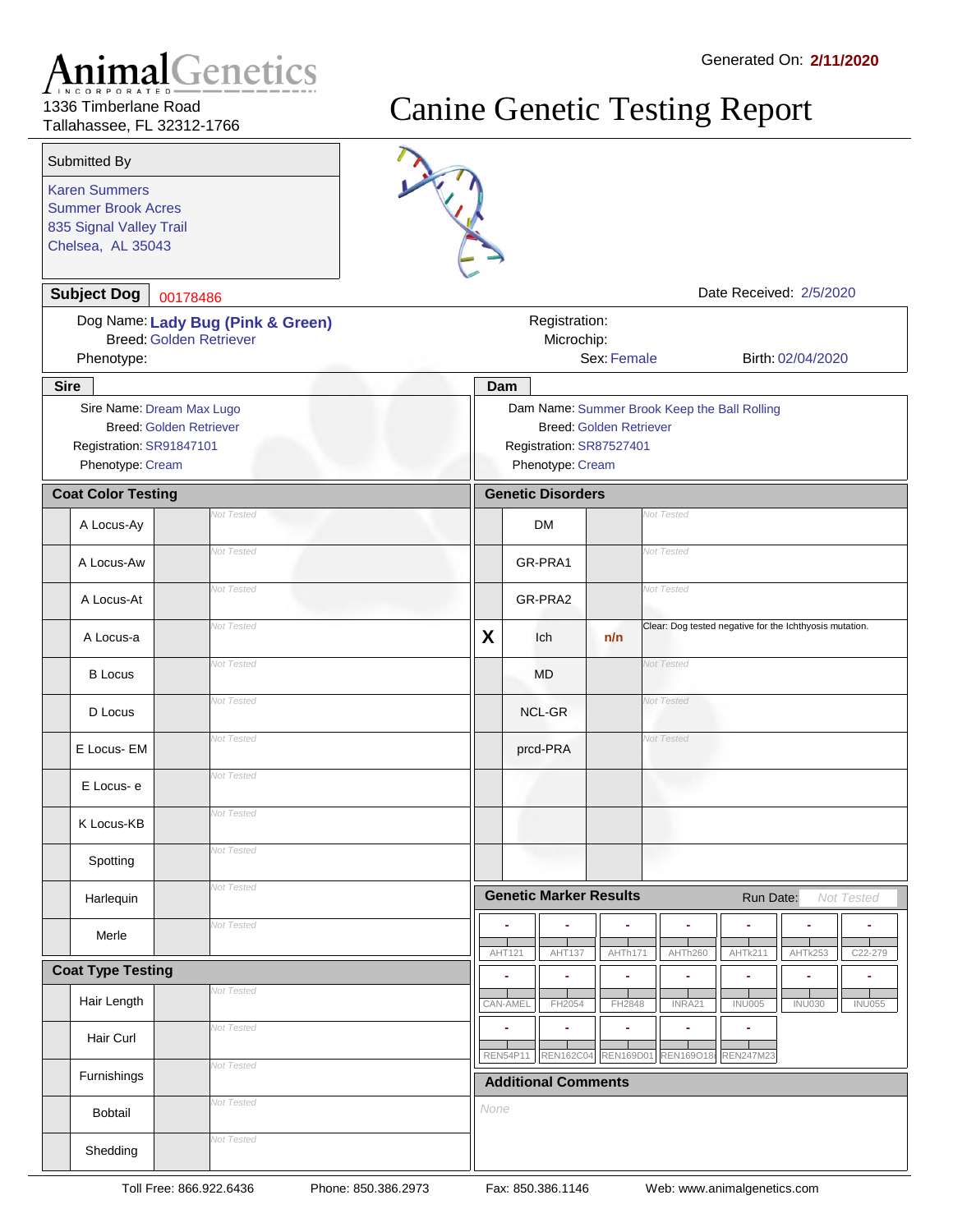# AnimalGenetics INCORPORATED

1336 Timberlane Road
Tallahassee, FL 32312-1766

Generated On: **2/11/2020**

# Canine Genetic Testing Report

**Submitted By**

Karen Summers
Summer Brook Acres
835 Signal Valley Trail
Chelsea, AL 35043

**Subject Dog** 00178486

Date Received: 2/5/2020

Dog Name: **Lady Bug (Pink & Green)**
Breed: Golden Retriever
Phenotype:

Registration:
Microchip:
Sex: Female
Birth: 02/04/2020

## Sire

Sire Name: Dream Max Lugo
Breed: Golden Retriever
Registration: SR91847101
Phenotype: Cream

## Dam

Dam Name: Summer Brook Keep the Ball Rolling
Breed: Golden Retriever
Registration: SR87527401
Phenotype: Cream

## Coat Color Testing

| | Test | Result | Comments |
|---|---|---|---|
| | A Locus-Ay | | Not Tested |
| | A Locus-Aw | | Not Tested |
| | A Locus-At | | Not Tested |
| | A Locus-a | | Not Tested |
| | B Locus | | Not Tested |
| | D Locus | | Not Tested |
| | E Locus- EM | | Not Tested |
| | E Locus- e | | Not Tested |
| | K Locus-KB | | Not Tested |
| | Spotting | | Not Tested |
| | Harlequin | | Not Tested |
| | Merle | | Not Tested |

## Coat Type Testing

| | Test | Result | Comments |
|---|---|---|---|
| | Hair Length | | Not Tested |
| | Hair Curl | | Not Tested |
| | Furnishings | | Not Tested |
| | Bobtail | | Not Tested |
| | Shedding | | Not Tested |

## Genetic Disorders

| | Test | Result | Comments |
|---|---|---|---|
| | DM | | Not Tested |
| | GR-PRA1 | | Not Tested |
| | GR-PRA2 | | Not Tested |
| X | Ich | n/n | Clear: Dog tested negative for the Ichthyosis mutation. |
| | MD | | Not Tested |
| | NCL-GR | | Not Tested |
| | prcd-PRA | | Not Tested |
| | | | |
| | | | |
| | | | |

## Genetic Marker Results

Run Date: Not Tested

| AHT121 | AHT137 | AHTh171 | AHTh260 | AHTk211 | AHTk253 | C22-279 |
|---|---|---|---|---|---|---|
| - | - | - | - | - | - | - |

| CAN-AMEL | FH2054 | FH2848 | INRA21 | INU005 | INU030 | INU055 |
|---|---|---|---|---|---|---|
| - | - | - | - | - | - | - |

| REN54P11 | REN162C04 | REN169D01 | REN169O18 | REN247M23 |
|---|---|---|---|---|
| - | - | - | - | - |

## Additional Comments

None

Toll Free: 866.922.6436 Phone: 850.386.2973 Fax: 850.386.1146 Web: www.animalgenetics.com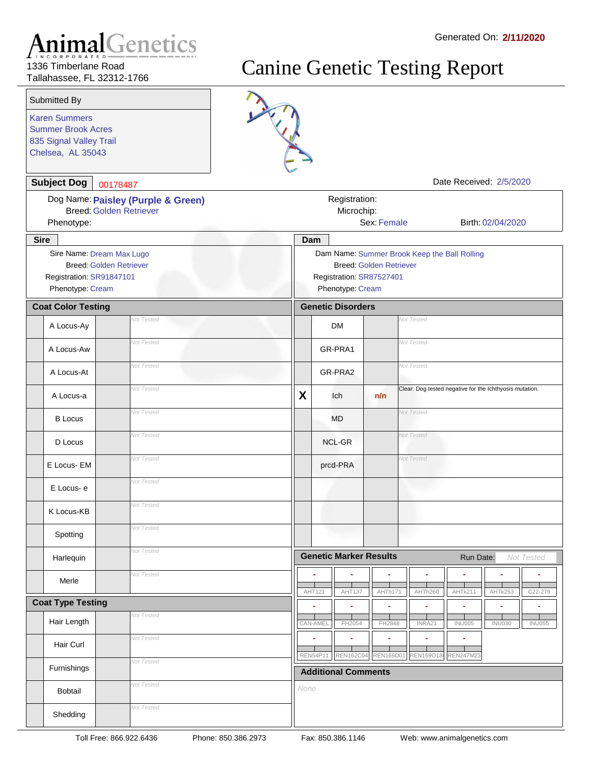# AnimalGenetics INCORPORATED

1336 Timberlane Road
Tallahassee, FL 32312-1766

Generated On: **2/11/2020**

# Canine Genetic Testing Report

## Submitted By

Karen Summers
Summer Brook Acres
835 Signal Valley Trail
Chelsea, AL 35043

## Subject Dog 00178487

Date Received: 2/5/2020

Dog Name: **Paisley (Purple & Green)**
Breed: Golden Retriever
Phenotype:

Registration:
Microchip:
Sex: Female
Birth: 02/04/2020

## Sire

Sire Name: Dream Max Lugo
Breed: Golden Retriever
Registration: SR91847101
Phenotype: Cream

## Dam

Dam Name: Summer Brook Keep the Ball Rolling
Breed: Golden Retriever
Registration: SR87527401
Phenotype: Cream

## Coat Color Testing

| | Test | Result | Comment |
|---|---|---|---|
| | A Locus-Ay | | Not Tested |
| | A Locus-Aw | | Not Tested |
| | A Locus-At | | Not Tested |
| | A Locus-a | | Not Tested |
| | B Locus | | Not Tested |
| | D Locus | | Not Tested |
| | E Locus- EM | | Not Tested |
| | E Locus- e | | Not Tested |
| | K Locus-KB | | Not Tested |
| | Spotting | | Not Tested |
| | Harlequin | | Not Tested |
| | Merle | | Not Tested |

## Coat Type Testing

| | Test | Result | Comment |
|---|---|---|---|
| | Hair Length | | Not Tested |
| | Hair Curl | | Not Tested |
| | Furnishings | | Not Tested |
| | Bobtail | | Not Tested |
| | Shedding | | Not Tested |

## Genetic Disorders

| | Test | Result | Comment |
|---|---|---|---|
| | DM | | Not Tested |
| | GR-PRA1 | | Not Tested |
| | GR-PRA2 | | Not Tested |
| X | Ich | n/n | Clear: Dog tested negative for the Ichthyosis mutation. |
| | MD | | Not Tested |
| | NCL-GR | | Not Tested |
| | prcd-PRA | | Not Tested |

## Genetic Marker Results

Run Date: Not Tested

| AHT121 | AHT137 | AHTh171 | AHTh260 | AHTk211 | AHTk253 | C22-279 |
|---|---|---|---|---|---|---|
| - | - | - | - | - | - | - |

| CAN-AMEL | FH2054 | FH2848 | INRA21 | INU005 | INU030 | INU055 |
|---|---|---|---|---|---|---|
| - | - | - | - | - | - | - |

| REN54P11 | REN162C04 | REN169D01 | REN169O18 | REN247M23 |
|---|---|---|---|---|
| - | - | - | - | - |

## Additional Comments

None

Toll Free: 866.922.6436 Phone: 850.386.2973 Fax: 850.386.1146 Web: www.animalgenetics.com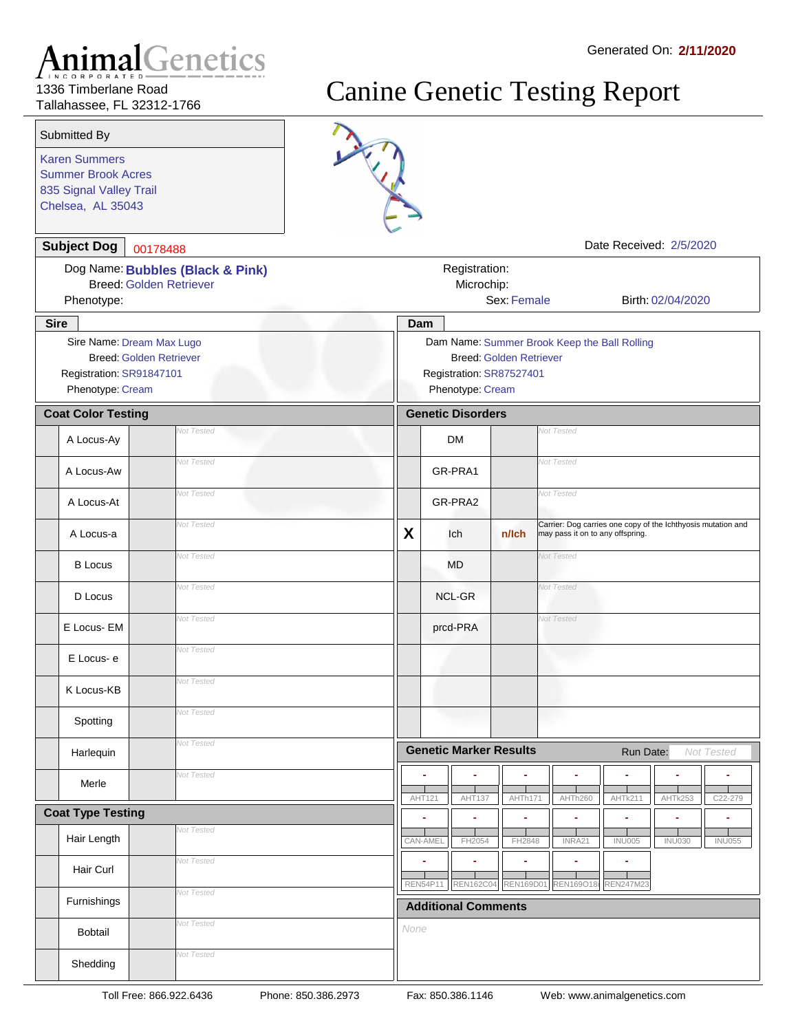# Animal Genetics INCORPORATED

1336 Timberlane Road
Tallahassee, FL 32312-1766

Generated On: **2/11/2020**

# Canine Genetic Testing Report

**Submitted By**

Karen Summers
Summer Brook Acres
835 Signal Valley Trail
Chelsea, AL 35043

**Subject Dog** 00178488

Date Received: 2/5/2020

Dog Name: **Bubbles (Black & Pink)**
Breed: Golden Retriever
Phenotype:

Registration:
Microchip:
Sex: Female
Birth: 02/04/2020

## Sire

Sire Name: Dream Max Lugo
Breed: Golden Retriever
Registration: SR91847101
Phenotype: Cream

## Dam

Dam Name: Summer Brook Keep the Ball Rolling
Breed: Golden Retriever
Registration: SR87527401
Phenotype: Cream

## Coat Color Testing

| | Test | Result | Notes |
|---|---|---|---|
| | A Locus-Ay | | Not Tested |
| | A Locus-Aw | | Not Tested |
| | A Locus-At | | Not Tested |
| | A Locus-a | | Not Tested |
| | B Locus | | Not Tested |
| | D Locus | | Not Tested |
| | E Locus- EM | | Not Tested |
| | E Locus- e | | Not Tested |
| | K Locus-KB | | Not Tested |
| | Spotting | | Not Tested |
| | Harlequin | | Not Tested |
| | Merle | | Not Tested |

## Coat Type Testing

| | Test | Result | Notes |
|---|---|---|---|
| | Hair Length | | Not Tested |
| | Hair Curl | | Not Tested |
| | Furnishings | | Not Tested |
| | Bobtail | | Not Tested |
| | Shedding | | Not Tested |

## Genetic Disorders

| | Test | Result | Notes |
|---|---|---|---|
| | DM | | Not Tested |
| | GR-PRA1 | | Not Tested |
| | GR-PRA2 | | Not Tested |
| X | Ich | n/Ich | Carrier: Dog carries one copy of the Ichthyosis mutation and may pass it on to any offspring. |
| | MD | | Not Tested |
| | NCL-GR | | Not Tested |
| | prcd-PRA | | Not Tested |

## Genetic Marker Results

Run Date: Not Tested

| Marker | Result |
|---|---|
| AHT121 | - |
| AHT137 | - |
| AHTh171 | - |
| AHTh260 | - |
| AHTk211 | - |
| AHTk253 | - |
| C22-279 | - |
| CAN-AMEL | - |
| FH2054 | - |
| FH2848 | - |
| INRA21 | - |
| INU005 | - |
| INU030 | - |
| INU055 | - |
| REN54P11 | - |
| REN162C04 | - |
| REN169D01 | - |
| REN169O18 | - |
| REN247M23 | - |

## Additional Comments

None

Toll Free: 866.922.6436 Phone: 850.386.2973 Fax: 850.386.1146 Web: www.animalgenetics.com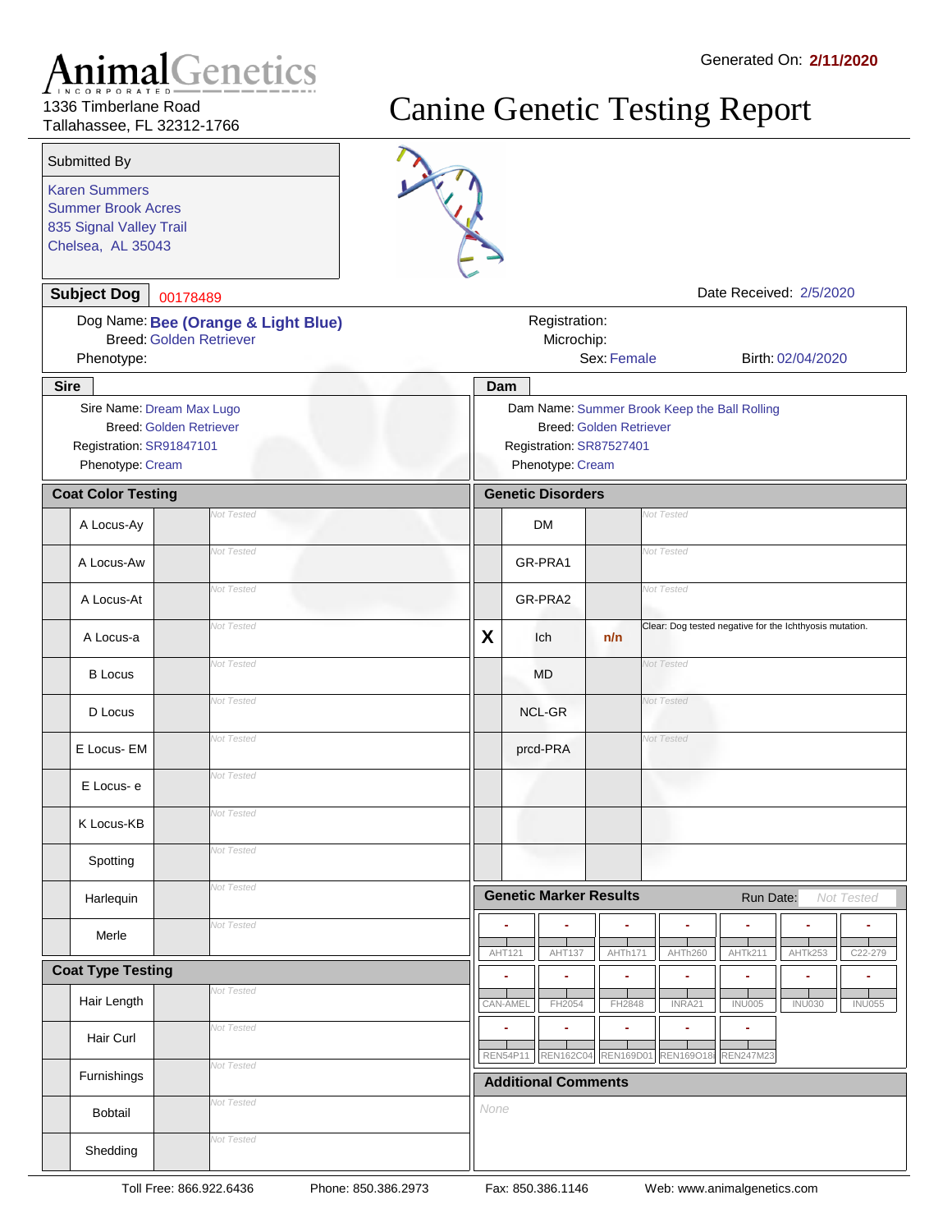# AnimalGenetics INCORPORATED

1336 Timberlane Road
Tallahassee, FL 32312-1766

Generated On: **2/11/2020**

# Canine Genetic Testing Report

**Submitted By**

Karen Summers
Summer Brook Acres
835 Signal Valley Trail
Chelsea, AL 35043

**Subject Dog** 00178489

Date Received: 2/5/2020

Dog Name: **Bee (Orange & Light Blue)**
Breed: Golden Retriever
Phenotype:

Registration:
Microchip:
Sex: Female
Birth: 02/04/2020

**Sire**

Sire Name: Dream Max Lugo
Breed: Golden Retriever
Registration: SR91847101
Phenotype: Cream

**Dam**

Dam Name: Summer Brook Keep the Ball Rolling
Breed: Golden Retriever
Registration: SR87527401
Phenotype: Cream

## Coat Color Testing

| | Test | Result | Comment |
|---|---|---|---|
| | A Locus-Ay | | Not Tested |
| | A Locus-Aw | | Not Tested |
| | A Locus-At | | Not Tested |
| | A Locus-a | | Not Tested |
| | B Locus | | Not Tested |
| | D Locus | | Not Tested |
| | E Locus- EM | | Not Tested |
| | E Locus- e | | Not Tested |
| | K Locus-KB | | Not Tested |
| | Spotting | | Not Tested |
| | Harlequin | | Not Tested |
| | Merle | | Not Tested |

## Coat Type Testing

| | Test | Result | Comment |
|---|---|---|---|
| | Hair Length | | Not Tested |
| | Hair Curl | | Not Tested |
| | Furnishings | | Not Tested |
| | Bobtail | | Not Tested |
| | Shedding | | Not Tested |

## Genetic Disorders

| | Test | Result | Comment |
|---|---|---|---|
| | DM | | Not Tested |
| | GR-PRA1 | | Not Tested |
| | GR-PRA2 | | Not Tested |
| X | Ich | n/n | Clear: Dog tested negative for the Ichthyosis mutation. |
| | MD | | Not Tested |
| | NCL-GR | | Not Tested |
| | prcd-PRA | | Not Tested |
| | | | |
| | | | |
| | | | |

## Genetic Marker Results

Run Date: Not Tested

| AHT121 | AHT137 | AHTh171 | AHTh260 | AHTk211 | AHTk253 | C22-279 |
|---|---|---|---|---|---|---|
| - | - | - | - | - | - | - |

| CAN-AMEL | FH2054 | FH2848 | INRA21 | INU005 | INU030 | INU055 |
|---|---|---|---|---|---|---|
| - | - | - | - | - | - | - |

| REN54P11 | REN162C04 | REN169D01 | REN169O18 | REN247M23 |
|---|---|---|---|---|
| - | - | - | - | - |

## Additional Comments

None

Toll Free: 866.922.6436 Phone: 850.386.2973 Fax: 850.386.1146 Web: www.animalgenetics.com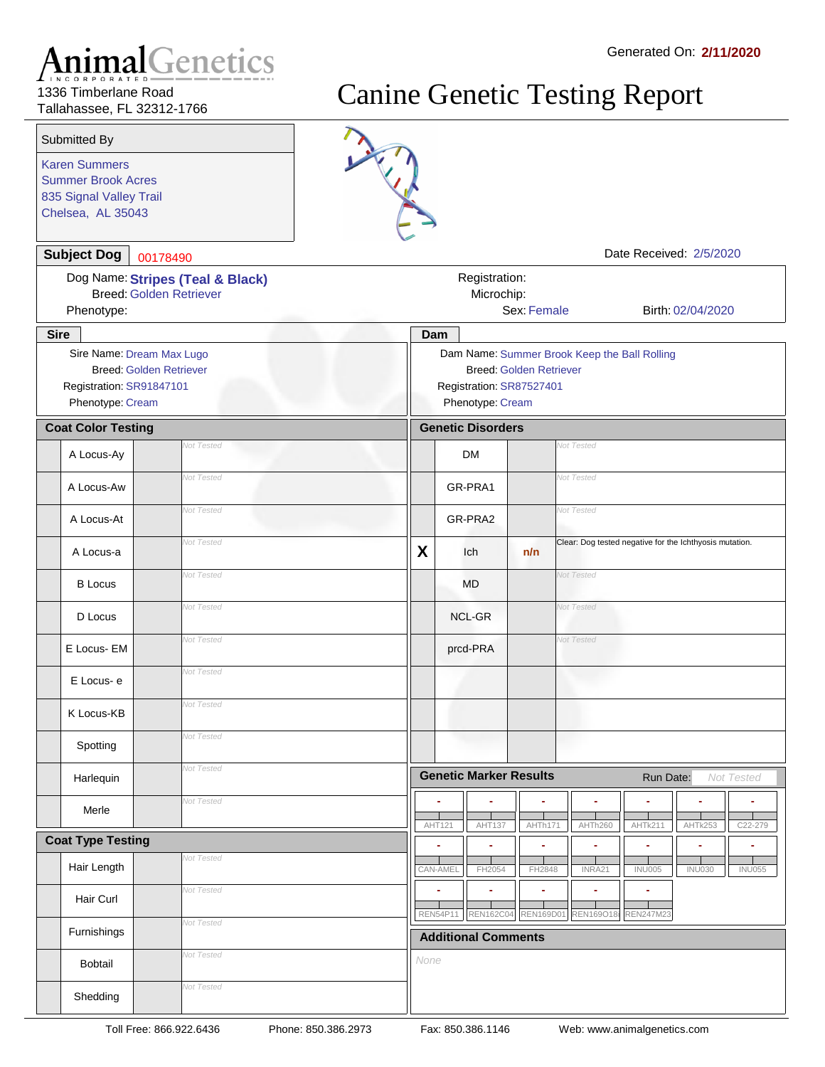AnimalGenetics
INCORPORATED
1336 Timberlane Road
Tallahassee, FL 32312-1766

Generated On: **2/11/2020**

# Canine Genetic Testing Report

**Submitted By**

Karen Summers
Summer Brook Acres
835 Signal Valley Trail
Chelsea, AL 35043

## Subject Dog 00178490

Date Received: 2/5/2020

Dog Name: **Stripes (Teal & Black)**
Breed: Golden Retriever
Phenotype:

Registration:
Microchip:
Sex: Female
Birth: 02/04/2020

## Sire

Sire Name: Dream Max Lugo
Breed: Golden Retriever
Registration: SR91847101
Phenotype: Cream

## Dam

Dam Name: Summer Brook Keep the Ball Rolling
Breed: Golden Retriever
Registration: SR87527401
Phenotype: Cream

## Coat Color Testing

| | | | |
|---|---|---|---|
| | A Locus-Ay | | Not Tested |
| | A Locus-Aw | | Not Tested |
| | A Locus-At | | Not Tested |
| | A Locus-a | | Not Tested |
| | B Locus | | Not Tested |
| | D Locus | | Not Tested |
| | E Locus- EM | | Not Tested |
| | E Locus- e | | Not Tested |
| | K Locus-KB | | Not Tested |
| | Spotting | | Not Tested |
| | Harlequin | | Not Tested |
| | Merle | | Not Tested |

## Coat Type Testing

| | | | |
|---|---|---|---|
| | Hair Length | | Not Tested |
| | Hair Curl | | Not Tested |
| | Furnishings | | Not Tested |
| | Bobtail | | Not Tested |
| | Shedding | | Not Tested |

## Genetic Disorders

| | | | |
|---|---|---|---|
| | DM | | Not Tested |
| | GR-PRA1 | | Not Tested |
| | GR-PRA2 | | Not Tested |
| X | Ich | n/n | Clear: Dog tested negative for the Ichthyosis mutation. |
| | MD | | Not Tested |
| | NCL-GR | | Not Tested |
| | prcd-PRA | | Not Tested |

## Genetic Marker Results

Run Date: Not Tested

| | | | | | | |
|---|---|---|---|---|---|---|
| AHT121: - | AHT137: - | AHTh171: - | AHTh260: - | AHTk211: - | AHTk253: - | C22-279: - |
| CAN-AMEL: - | FH2054: - | FH2848: - | INRA21: - | INU005: - | INU030: - | INU055: - |
| REN54P11: - | REN162C04: - | REN169D01: - | REN169O18: - | REN247M23: - | | |

## Additional Comments

None

Toll Free: 866.922.6436 Phone: 850.386.2973 Fax: 850.386.1146 Web: www.animalgenetics.com